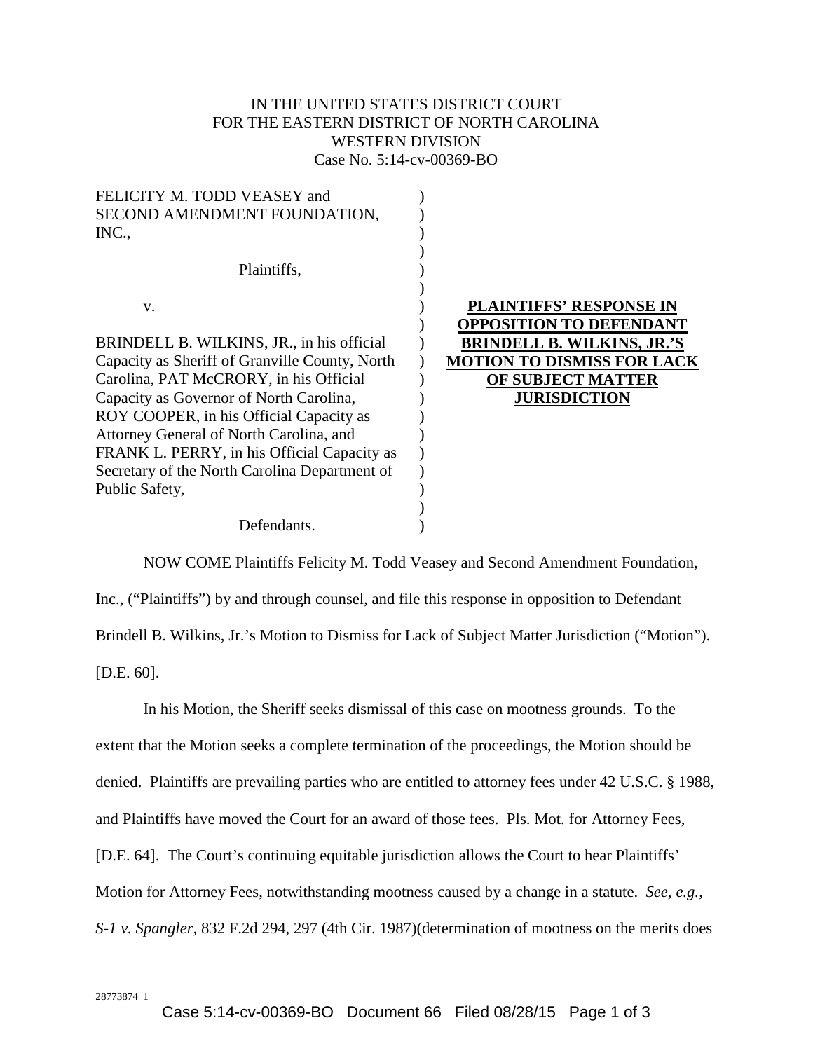IN THE UNITED STATES DISTRICT COURT
FOR THE EASTERN DISTRICT OF NORTH CAROLINA
WESTERN DIVISION
Case No. 5:14-cv-00369-BO

FELICITY M. TODD VEASEY and SECOND AMENDMENT FOUNDATION, INC.,

Plaintiffs,

v.

BRINDELL B. WILKINS, JR., in his official Capacity as Sheriff of Granville County, North Carolina, PAT McCRORY, in his Official Capacity as Governor of North Carolina, ROY COOPER, in his Official Capacity as Attorney General of North Carolina, and FRANK L. PERRY, in his Official Capacity as Secretary of the North Carolina Department of Public Safety,

Defendants.

**PLAINTIFFS' RESPONSE IN OPPOSITION TO DEFENDANT BRINDELL B. WILKINS, JR.'S MOTION TO DISMISS FOR LACK OF SUBJECT MATTER JURISDICTION**

NOW COME Plaintiffs Felicity M. Todd Veasey and Second Amendment Foundation, Inc., ("Plaintiffs") by and through counsel, and file this response in opposition to Defendant Brindell B. Wilkins, Jr.'s Motion to Dismiss for Lack of Subject Matter Jurisdiction ("Motion"). [D.E. 60].

In his Motion, the Sheriff seeks dismissal of this case on mootness grounds. To the extent that the Motion seeks a complete termination of the proceedings, the Motion should be denied. Plaintiffs are prevailing parties who are entitled to attorney fees under 42 U.S.C. § 1988, and Plaintiffs have moved the Court for an award of those fees. Pls. Mot. for Attorney Fees, [D.E. 64]. The Court's continuing equitable jurisdiction allows the Court to hear Plaintiffs' Motion for Attorney Fees, notwithstanding mootness caused by a change in a statute. *See, e.g., S-1 v. Spangler*, 832 F.2d 294, 297 (4th Cir. 1987)(determination of mootness on the merits does

28773874_1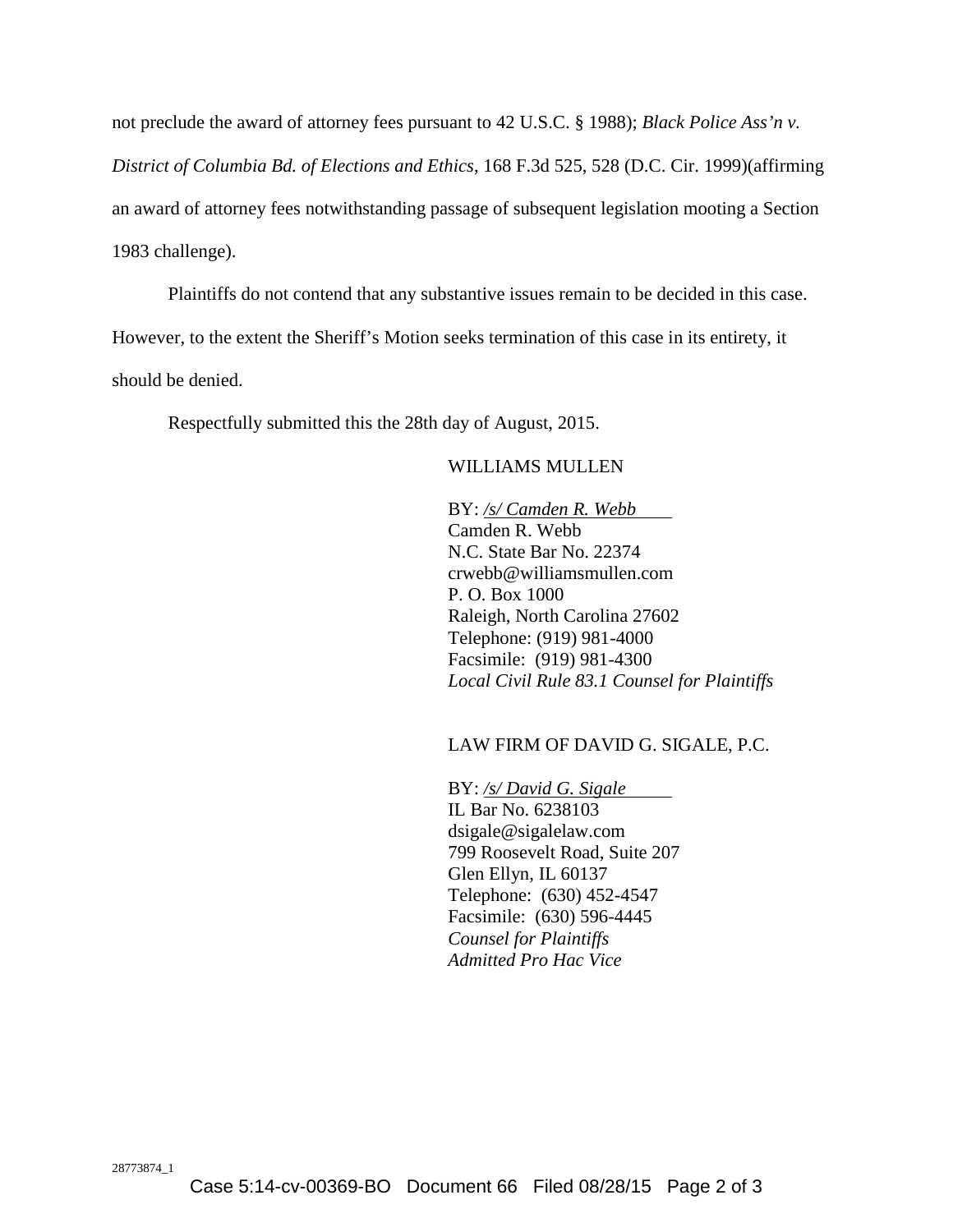not preclude the award of attorney fees pursuant to 42 U.S.C. § 1988); *Black Police Ass'n v. District of Columbia Bd. of Elections and Ethics*, 168 F.3d 525, 528 (D.C. Cir. 1999)(affirming an award of attorney fees notwithstanding passage of subsequent legislation mooting a Section 1983 challenge).

Plaintiffs do not contend that any substantive issues remain to be decided in this case. However, to the extent the Sheriff's Motion seeks termination of this case in its entirety, it should be denied.

Respectfully submitted this the 28th day of August, 2015.

WILLIAMS MULLEN

BY: */s/ Camden R. Webb*
Camden R. Webb
N.C. State Bar No. 22374
crwebb@williamsmullen.com
P. O. Box 1000
Raleigh, North Carolina 27602
Telephone: (919) 981-4000
Facsimile: (919) 981-4300
*Local Civil Rule 83.1 Counsel for Plaintiffs*

LAW FIRM OF DAVID G. SIGALE, P.C.

BY: */s/ David G. Sigale*
IL Bar No. 6238103
dsigale@sigalelaw.com
799 Roosevelt Road, Suite 207
Glen Ellyn, IL 60137
Telephone: (630) 452-4547
Facsimile: (630) 596-4445
*Counsel for Plaintiffs*
*Admitted Pro Hac Vice*

28773874_1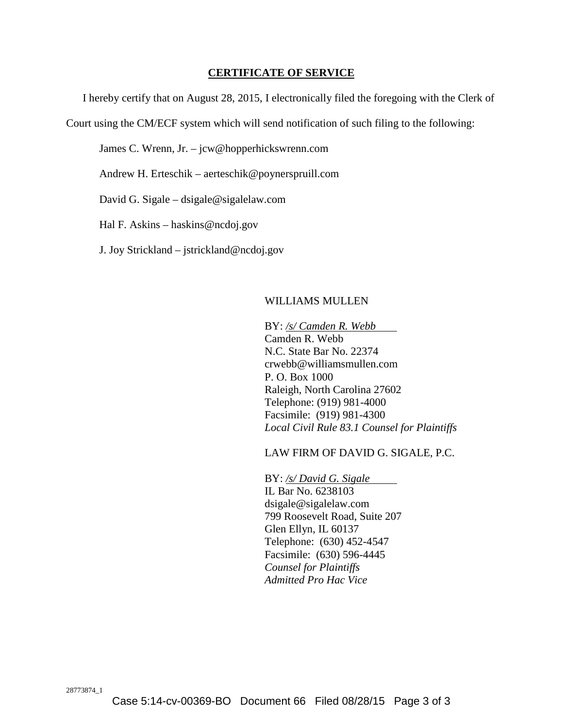## CERTIFICATE OF SERVICE

I hereby certify that on August 28, 2015, I electronically filed the foregoing with the Clerk of Court using the CM/ECF system which will send notification of such filing to the following:

James C. Wrenn, Jr. – jcw@hopperhickswrenn.com

Andrew H. Erteschik – aerteschik@poynerspruill.com

David G. Sigale – dsigale@sigalelaw.com

Hal F. Askins – haskins@ncdoj.gov

J. Joy Strickland – jstrickland@ncdoj.gov

WILLIAMS MULLEN

BY: */s/ Camden R. Webb*  
Camden R. Webb  
N.C. State Bar No. 22374  
crwebb@williamsmullen.com  
P. O. Box 1000  
Raleigh, North Carolina 27602  
Telephone: (919) 981-4000  
Facsimile: (919) 981-4300  
*Local Civil Rule 83.1 Counsel for Plaintiffs*

LAW FIRM OF DAVID G. SIGALE, P.C.

BY: */s/ David G. Sigale*  
IL Bar No. 6238103  
dsigale@sigalelaw.com  
799 Roosevelt Road, Suite 207  
Glen Ellyn, IL 60137  
Telephone: (630) 452-4547  
Facsimile: (630) 596-4445  
*Counsel for Plaintiffs*  
*Admitted Pro Hac Vice*

28773874_1